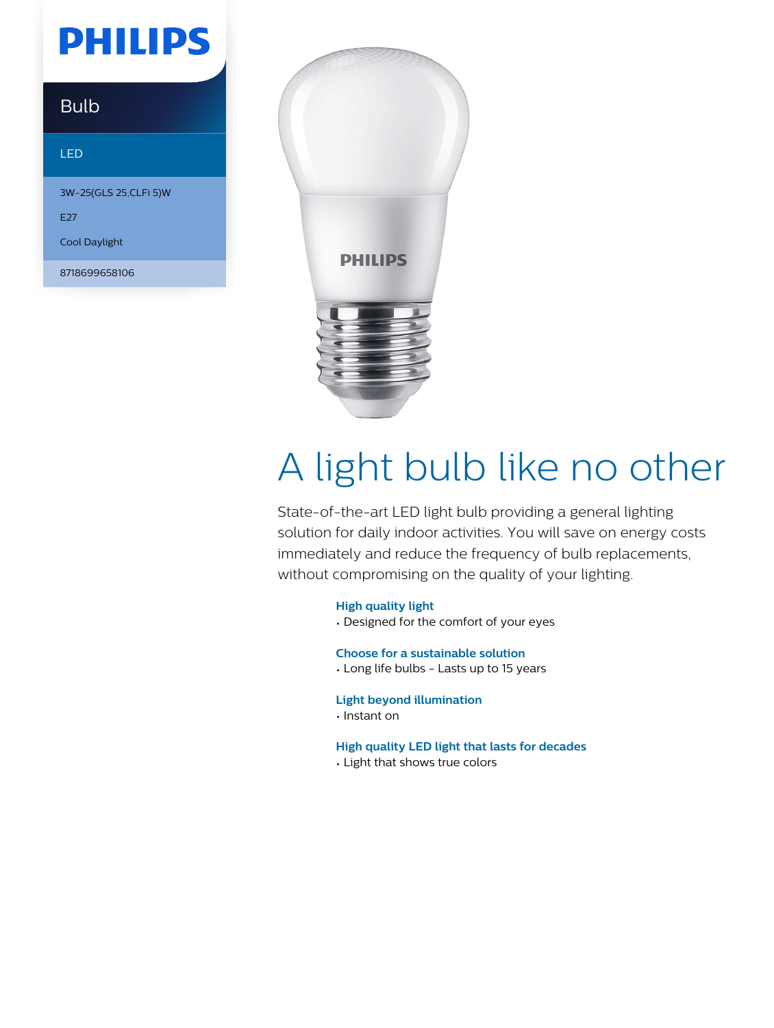PHILIPS

Bulb

LED

3W-25(GLS 25,CLFi 5)W

E27

Cool Daylight

8718699658106

# A light bulb like no other

State-of-the-art LED light bulb providing a general lighting solution for daily indoor activities. You will save on energy costs immediately and reduce the frequency of bulb replacements, without compromising on the quality of your lighting.

**High quality light**
- Designed for the comfort of your eyes

**Choose for a sustainable solution**
- Long life bulbs - Lasts up to 15 years

**Light beyond illumination**
- Instant on

**High quality LED light that lasts for decades**
- Light that shows true colors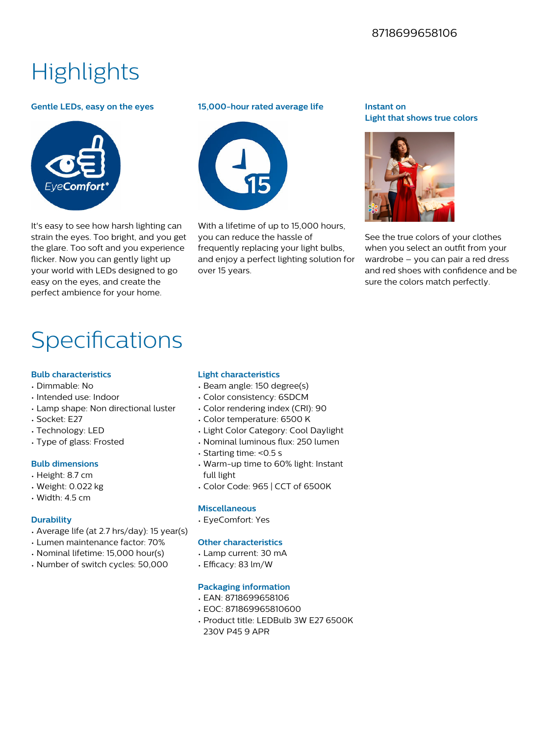8718699658106

# Highlights

### Gentle LEDs, easy on the eyes

It's easy to see how harsh lighting can strain the eyes. Too bright, and you get the glare. Too soft and you experience flicker. Now you can gently light up your world with LEDs designed to go easy on the eyes, and create the perfect ambience for your home.

### 15,000-hour rated average life

With a lifetime of up to 15,000 hours, you can reduce the hassle of frequently replacing your light bulbs, and enjoy a perfect lighting solution for over 15 years.

### Instant on
### Light that shows true colors

See the true colors of your clothes when you select an outfit from your wardrobe – you can pair a red dress and red shoes with confidence and be sure the colors match perfectly.

# Specifications

### Bulb characteristics

- Dimmable: No
- Intended use: Indoor
- Lamp shape: Non directional luster
- Socket: E27
- Technology: LED
- Type of glass: Frosted

### Bulb dimensions

- Height: 8.7 cm
- Weight: 0.022 kg
- Width: 4.5 cm

### Durability

- Average life (at 2.7 hrs/day): 15 year(s)
- Lumen maintenance factor: 70%
- Nominal lifetime: 15,000 hour(s)
- Number of switch cycles: 50,000

### Light characteristics

- Beam angle: 150 degree(s)
- Color consistency: 6SDCM
- Color rendering index (CRI): 90
- Color temperature: 6500 K
- Light Color Category: Cool Daylight
- Nominal luminous flux: 250 lumen
- Starting time: <0.5 s
- Warm-up time to 60% light: Instant full light
- Color Code: 965 | CCT of 6500K

### Miscellaneous

- EyeComfort: Yes

### Other characteristics

- Lamp current: 30 mA
- Efficacy: 83 lm/W

### Packaging information

- EAN: 8718699658106
- EOC: 871869965810600
- Product title: LEDBulb 3W E27 6500K 230V P45 9 APR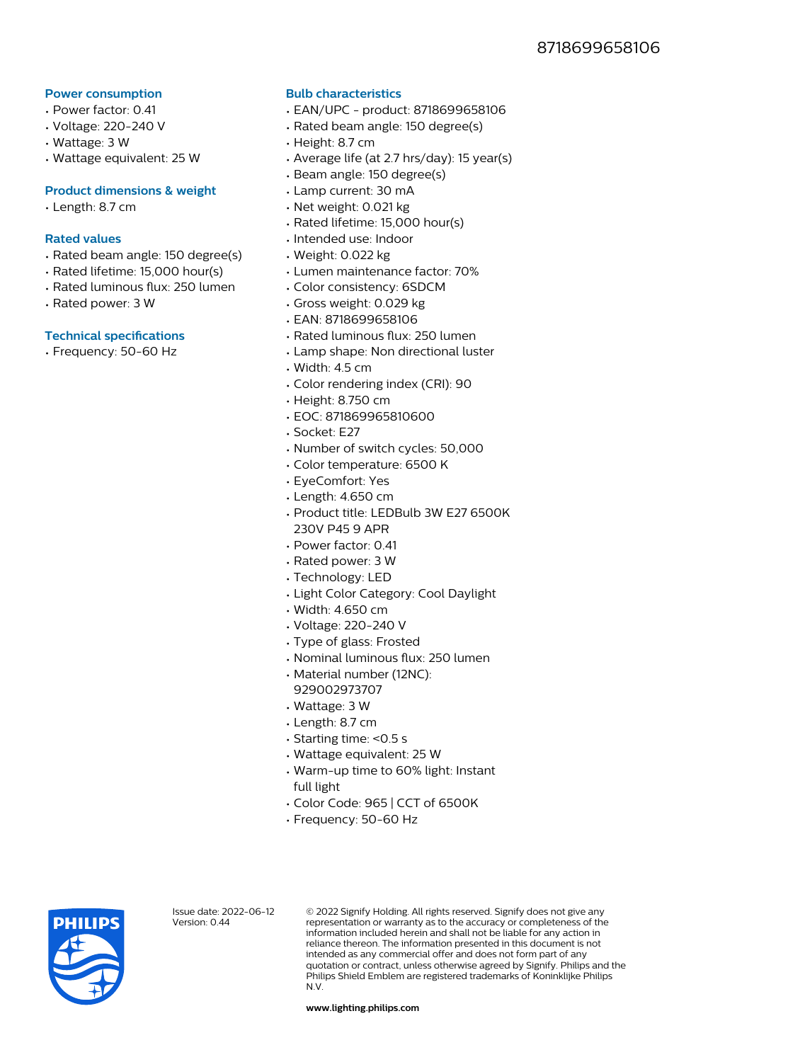8718699658106

### Power consumption

- Power factor: 0.41
- Voltage: 220-240 V
- Wattage: 3 W
- Wattage equivalent: 25 W

### Product dimensions & weight

- Length: 8.7 cm

### Rated values

- Rated beam angle: 150 degree(s)
- Rated lifetime: 15,000 hour(s)
- Rated luminous flux: 250 lumen
- Rated power: 3 W

### Technical specifications

- Frequency: 50-60 Hz

### Bulb characteristics

- EAN/UPC - product: 8718699658106
- Rated beam angle: 150 degree(s)
- Height: 8.7 cm
- Average life (at 2.7 hrs/day): 15 year(s)
- Beam angle: 150 degree(s)
- Lamp current: 30 mA
- Net weight: 0.021 kg
- Rated lifetime: 15,000 hour(s)
- Intended use: Indoor
- Weight: 0.022 kg
- Lumen maintenance factor: 70%
- Color consistency: 6SDCM
- Gross weight: 0.029 kg
- EAN: 8718699658106
- Rated luminous flux: 250 lumen
- Lamp shape: Non directional luster
- Width: 4.5 cm
- Color rendering index (CRI): 90
- Height: 8.750 cm
- EOC: 871869965810600
- Socket: E27
- Number of switch cycles: 50,000
- Color temperature: 6500 K
- EyeComfort: Yes
- Length: 4.650 cm
- Product title: LEDBulb 3W E27 6500K 230V P45 9 APR
- Power factor: 0.41
- Rated power: 3 W
- Technology: LED
- Light Color Category: Cool Daylight
- Width: 4.650 cm
- Voltage: 220-240 V
- Type of glass: Frosted
- Nominal luminous flux: 250 lumen
- Material number (12NC): 929002973707
- Wattage: 3 W
- Length: 8.7 cm
- Starting time: <0.5 s
- Wattage equivalent: 25 W
- Warm-up time to 60% light: Instant full light
- Color Code: 965 | CCT of 6500K
- Frequency: 50-60 Hz

Issue date: 2022-06-12
Version: 0.44

© 2022 Signify Holding. All rights reserved. Signify does not give any representation or warranty as to the accuracy or completeness of the information included herein and shall not be liable for any action in reliance thereon. The information presented in this document is not intended as any commercial offer and does not form part of any quotation or contract, unless otherwise agreed by Signify. Philips and the Philips Shield Emblem are registered trademarks of Koninklijke Philips N.V.

**www.lighting.philips.com**